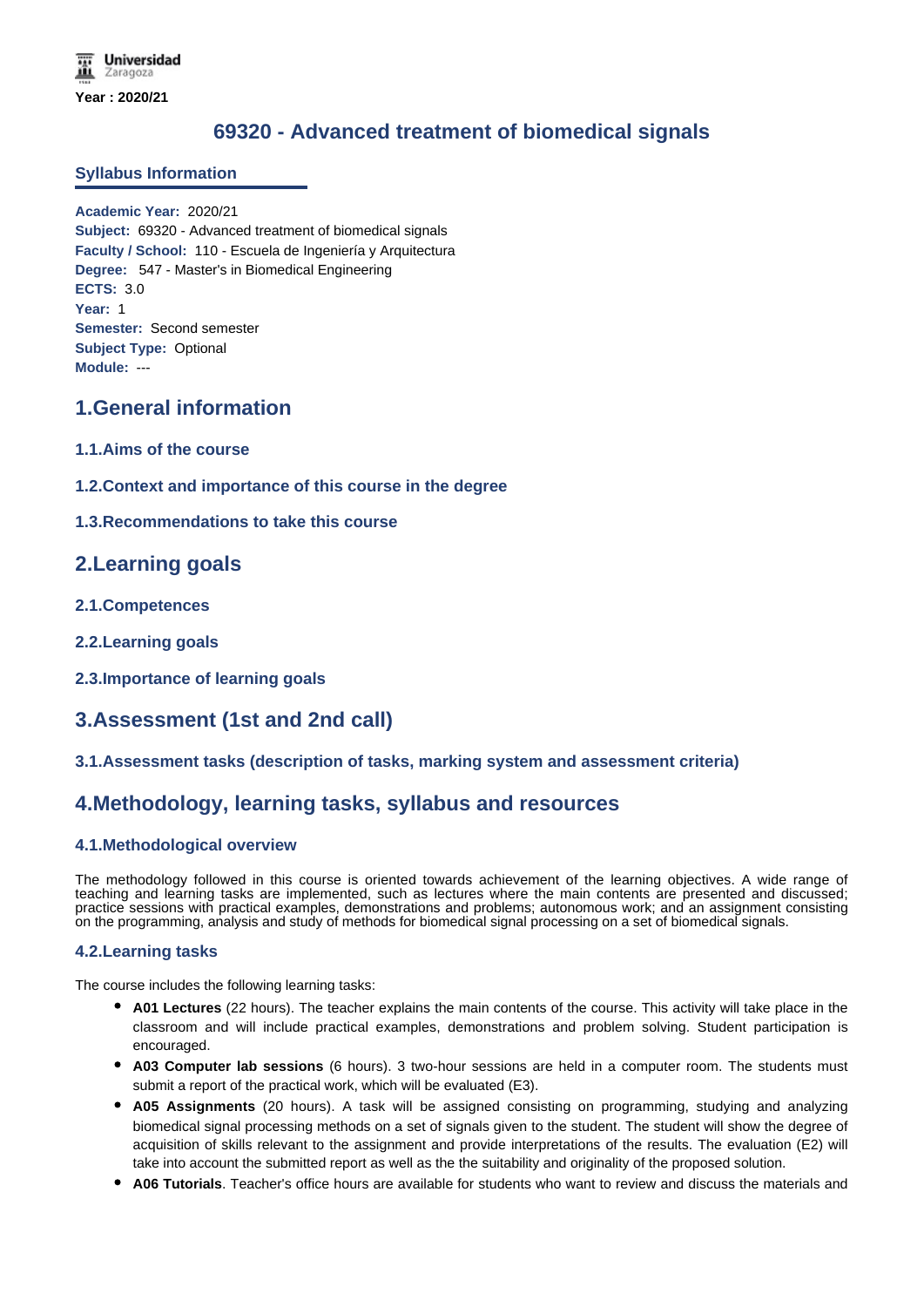Universidad Zaragoza

Year : 2020/21

# 69320 - Advanced treatment of biomedical signals

## Syllabus Information

**Academic Year:** 2020/21
**Subject:** 69320 - Advanced treatment of biomedical signals
**Faculty / School:** 110 - Escuela de Ingeniería y Arquitectura
**Degree:** 547 - Master's in Biomedical Engineering
**ECTS:** 3.0
**Year:** 1
**Semester:** Second semester
**Subject Type:** Optional
**Module:** ---

## 1.General information

### 1.1.Aims of the course

### 1.2.Context and importance of this course in the degree

### 1.3.Recommendations to take this course

## 2.Learning goals

### 2.1.Competences

### 2.2.Learning goals

### 2.3.Importance of learning goals

## 3.Assessment (1st and 2nd call)

### 3.1.Assessment tasks (description of tasks, marking system and assessment criteria)

## 4.Methodology, learning tasks, syllabus and resources

### 4.1.Methodological overview

The methodology followed in this course is oriented towards achievement of the learning objectives. A wide range of teaching and learning tasks are implemented, such as lectures where the main contents are presented and discussed; practice sessions with practical examples, demonstrations and problems; autonomous work; and an assignment consisting on the programming, analysis and study of methods for biomedical signal processing on a set of biomedical signals.

### 4.2.Learning tasks

The course includes the following learning tasks:

- **A01 Lectures** (22 hours). The teacher explains the main contents of the course. This activity will take place in the classroom and will include practical examples, demonstrations and problem solving. Student participation is encouraged.
- **A03 Computer lab sessions** (6 hours). 3 two-hour sessions are held in a computer room. The students must submit a report of the practical work, which will be evaluated (E3).
- **A05 Assignments** (20 hours). A task will be assigned consisting on programming, studying and analyzing biomedical signal processing methods on a set of signals given to the student. The student will show the degree of acquisition of skills relevant to the assignment and provide interpretations of the results. The evaluation (E2) will take into account the submitted report as well as the the suitability and originality of the proposed solution.
- **A06 Tutorials**. Teacher's office hours are available for students who want to review and discuss the materials and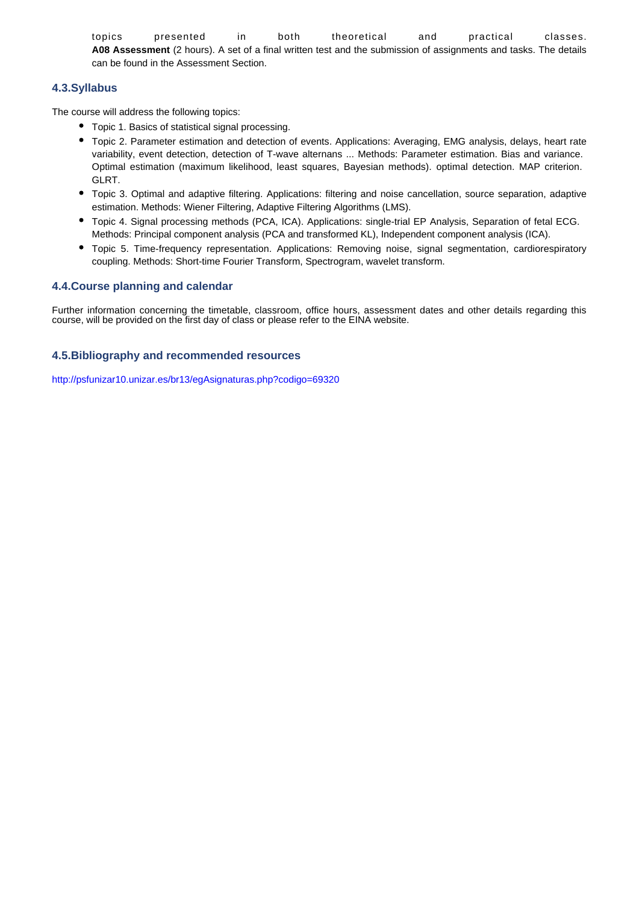topics presented in both theoretical and practical classes.
**A08 Assessment** (2 hours). A set of a final written test and the submission of assignments and tasks. The details can be found in the Assessment Section.

## 4.3.Syllabus

The course will address the following topics:

- Topic 1. Basics of statistical signal processing.
- Topic 2. Parameter estimation and detection of events. Applications: Averaging, EMG analysis, delays, heart rate variability, event detection, detection of T-wave alternans ... Methods: Parameter estimation. Bias and variance. Optimal estimation (maximum likelihood, least squares, Bayesian methods). optimal detection. MAP criterion. GLRT.
- Topic 3. Optimal and adaptive filtering. Applications: filtering and noise cancellation, source separation, adaptive estimation. Methods: Wiener Filtering, Adaptive Filtering Algorithms (LMS).
- Topic 4. Signal processing methods (PCA, ICA). Applications: single-trial EP Analysis, Separation of fetal ECG. Methods: Principal component analysis (PCA and transformed KL), Independent component analysis (ICA).
- Topic 5. Time-frequency representation. Applications: Removing noise, signal segmentation, cardiorespiratory coupling. Methods: Short-time Fourier Transform, Spectrogram, wavelet transform.

## 4.4.Course planning and calendar

Further information concerning the timetable, classroom, office hours, assessment dates and other details regarding this course, will be provided on the first day of class or please refer to the EINA website.

## 4.5.Bibliography and recommended resources

http://psfunizar10.unizar.es/br13/egAsignaturas.php?codigo=69320